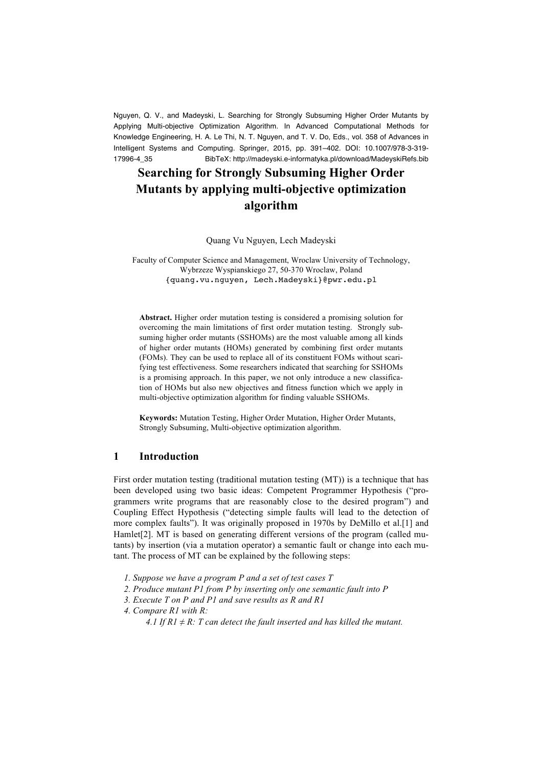Nguyen, Q. V., and Madeyski, L. Searching for Strongly Subsuming Higher Order Mutants by Applying Multi-objective Optimization Algorithm. In Advanced Computational Methods for Knowledge Engineering, H. A. Le Thi, N. T. Nguyen, and T. V. Do, Eds., vol. 358 of Advances in Intelligent Systems and Computing. Springer, 2015, pp. 391–402. DOI: 10.1007/978-3-319-17996-4_35 BibTeX: http://madeyski.e-informatyka.pl/download/MadeyskiRefs.bib

# Searching for Strongly Subsuming Higher Order Mutants by applying multi-objective optimization algorithm

Quang Vu Nguyen, Lech Madeyski

Faculty of Computer Science and Management, Wroclaw University of Technology, Wybrzeze Wyspianskiego 27, 50-370 Wroclaw, Poland
{quang.vu.nguyen, Lech.Madeyski}@pwr.edu.pl

**Abstract.** Higher order mutation testing is considered a promising solution for overcoming the main limitations of first order mutation testing. Strongly subsuming higher order mutants (SSHOMs) are the most valuable among all kinds of higher order mutants (HOMs) generated by combining first order mutants (FOMs). They can be used to replace all of its constituent FOMs without scarifying test effectiveness. Some researchers indicated that searching for SSHOMs is a promising approach. In this paper, we not only introduce a new classification of HOMs but also new objectives and fitness function which we apply in multi-objective optimization algorithm for finding valuable SSHOMs.

**Keywords:** Mutation Testing, Higher Order Mutation, Higher Order Mutants, Strongly Subsuming, Multi-objective optimization algorithm.

## 1 Introduction

First order mutation testing (traditional mutation testing (MT)) is a technique that has been developed using two basic ideas: Competent Programmer Hypothesis ("programmers write programs that are reasonably close to the desired program") and Coupling Effect Hypothesis ("detecting simple faults will lead to the detection of more complex faults"). It was originally proposed in 1970s by DeMillo et al.[1] and Hamlet[2]. MT is based on generating different versions of the program (called mutants) by insertion (via a mutation operator) a semantic fault or change into each mutant. The process of MT can be explained by the following steps:

*1. Suppose we have a program P and a set of test cases T*
*2. Produce mutant P1 from P by inserting only one semantic fault into P*
*3. Execute T on P and P1 and save results as R and R1*
*4. Compare R1 with R:*
*4.1 If R1 ≠ R: T can detect the fault inserted and has killed the mutant.*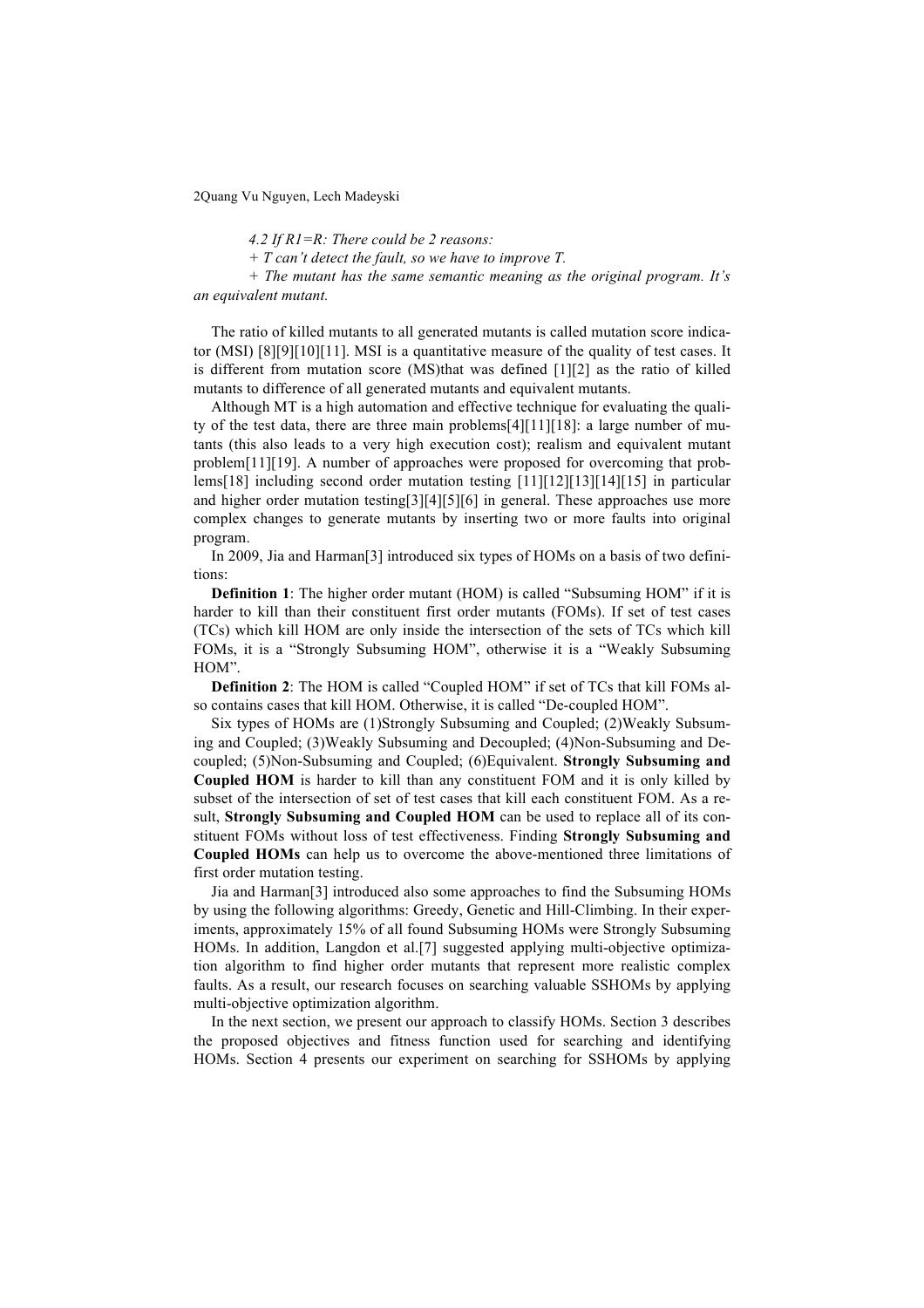*4.2 If R1=R: There could be 2 reasons:*

*+ T can't detect the fault, so we have to improve T.*

*+ The mutant has the same semantic meaning as the original program. It's an equivalent mutant.*

The ratio of killed mutants to all generated mutants is called mutation score indicator (MSI) [8][9][10][11]. MSI is a quantitative measure of the quality of test cases. It is different from mutation score (MS)that was defined [1][2] as the ratio of killed mutants to difference of all generated mutants and equivalent mutants.

Although MT is a high automation and effective technique for evaluating the quality of the test data, there are three main problems[4][11][18]: a large number of mutants (this also leads to a very high execution cost); realism and equivalent mutant problem[11][19]. A number of approaches were proposed for overcoming that problems[18] including second order mutation testing [11][12][13][14][15] in particular and higher order mutation testing[3][4][5][6] in general. These approaches use more complex changes to generate mutants by inserting two or more faults into original program.

In 2009, Jia and Harman[3] introduced six types of HOMs on a basis of two definitions:

**Definition 1**: The higher order mutant (HOM) is called "Subsuming HOM" if it is harder to kill than their constituent first order mutants (FOMs). If set of test cases (TCs) which kill HOM are only inside the intersection of the sets of TCs which kill FOMs, it is a "Strongly Subsuming HOM", otherwise it is a "Weakly Subsuming HOM".

**Definition 2**: The HOM is called "Coupled HOM" if set of TCs that kill FOMs also contains cases that kill HOM. Otherwise, it is called "De-coupled HOM".

Six types of HOMs are (1)Strongly Subsuming and Coupled; (2)Weakly Subsuming and Coupled; (3)Weakly Subsuming and Decoupled; (4)Non-Subsuming and Decoupled; (5)Non-Subsuming and Coupled; (6)Equivalent. **Strongly Subsuming and Coupled HOM** is harder to kill than any constituent FOM and it is only killed by subset of the intersection of set of test cases that kill each constituent FOM. As a result, **Strongly Subsuming and Coupled HOM** can be used to replace all of its constituent FOMs without loss of test effectiveness. Finding **Strongly Subsuming and Coupled HOMs** can help us to overcome the above-mentioned three limitations of first order mutation testing.

Jia and Harman[3] introduced also some approaches to find the Subsuming HOMs by using the following algorithms: Greedy, Genetic and Hill-Climbing. In their experiments, approximately 15% of all found Subsuming HOMs were Strongly Subsuming HOMs. In addition, Langdon et al.[7] suggested applying multi-objective optimization algorithm to find higher order mutants that represent more realistic complex faults. As a result, our research focuses on searching valuable SSHOMs by applying multi-objective optimization algorithm.

In the next section, we present our approach to classify HOMs. Section 3 describes the proposed objectives and fitness function used for searching and identifying HOMs. Section 4 presents our experiment on searching for SSHOMs by applying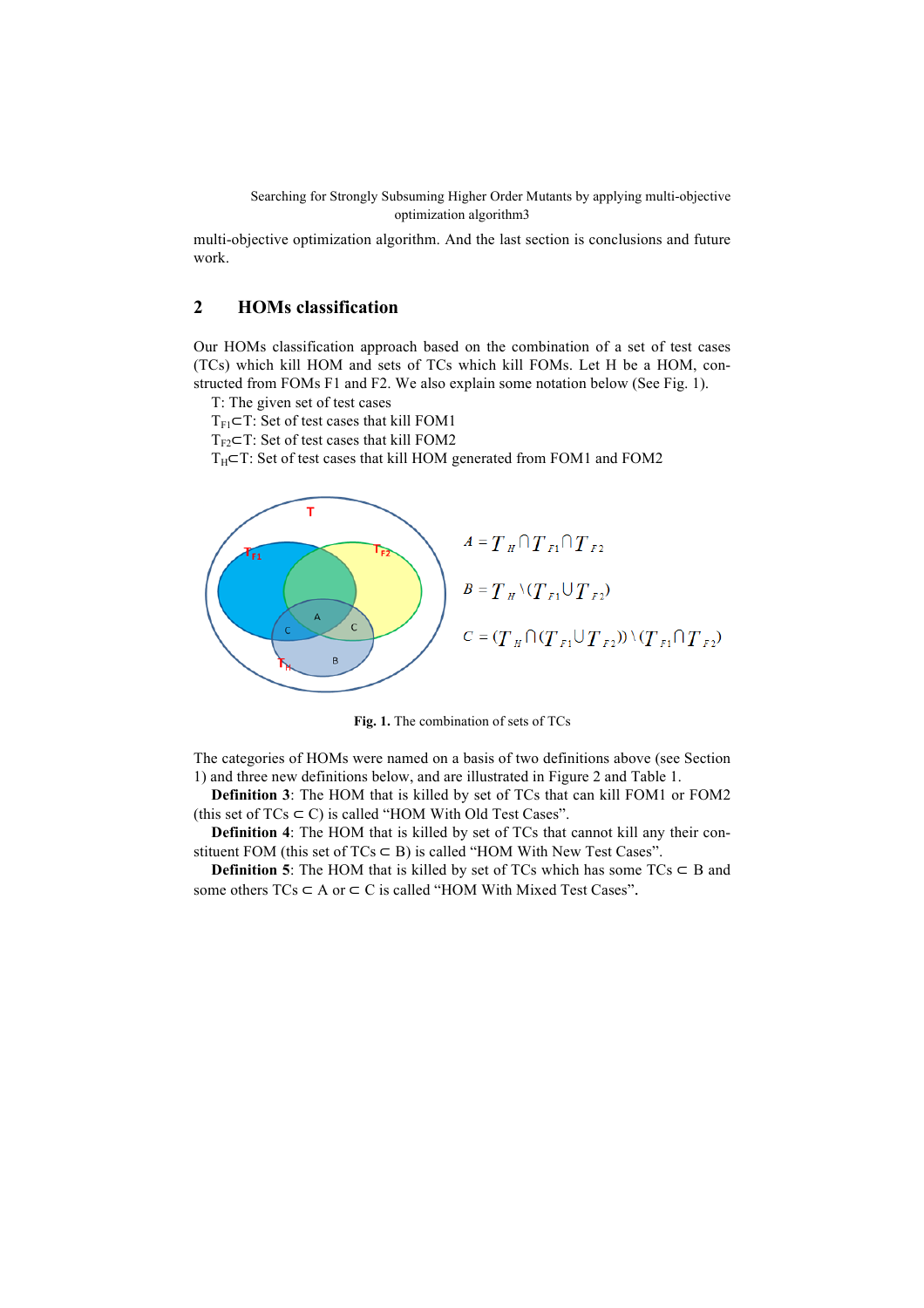multi-objective optimization algorithm. And the last section is conclusions and future work.

## 2 HOMs classification

Our HOMs classification approach based on the combination of a set of test cases (TCs) which kill HOM and sets of TCs which kill FOMs. Let H be a HOM, constructed from FOMs F1 and F2. We also explain some notation below (See Fig. 1).

T: The given set of test cases

$T_{F1} \subset T$: Set of test cases that kill FOM1

$T_{F2} \subset T$: Set of test cases that kill FOM2

$T_H \subset T$: Set of test cases that kill HOM generated from FOM1 and FOM2

$$A = T_H \cap T_{F1} \cap T_{F2}$$

$$B = T_H \setminus (T_{F1} \cup T_{F2})$$

$$C = (T_H \cap (T_{F1} \cup T_{F2})) \setminus (T_{F1} \cap T_{F2})$$

**Fig. 1.** The combination of sets of TCs

The categories of HOMs were named on a basis of two definitions above (see Section 1) and three new definitions below, and are illustrated in Figure 2 and Table 1.

**Definition 3**: The HOM that is killed by set of TCs that can kill FOM1 or FOM2 (this set of TCs $\subset$ C) is called "HOM With Old Test Cases".

**Definition 4**: The HOM that is killed by set of TCs that cannot kill any their constituent FOM (this set of TCs $\subset$ B) is called "HOM With New Test Cases".

**Definition 5**: The HOM that is killed by set of TCs which has some TCs $\subset$ B and some others TCs $\subset$ A or $\subset$ C is called "HOM With Mixed Test Cases".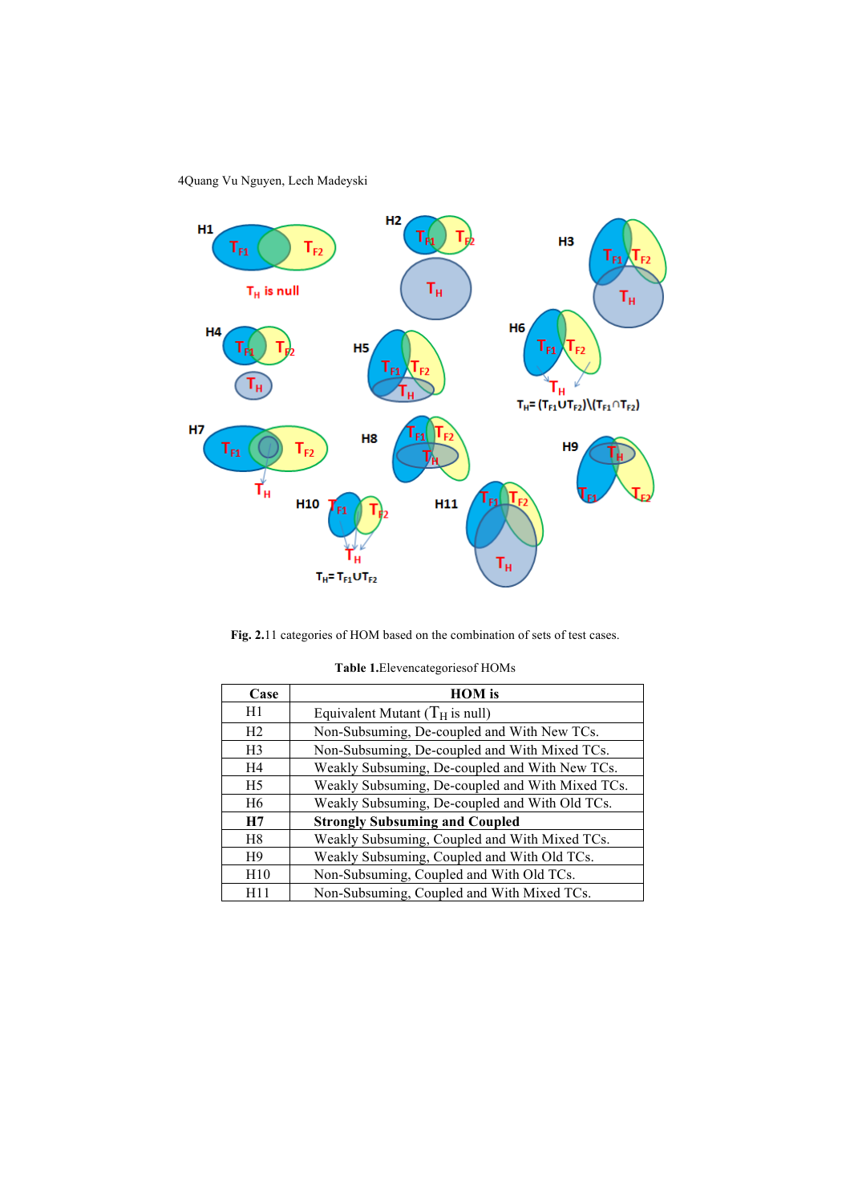Fig. 2. 11 categories of HOM based on the combination of sets of test cases.

**Table 1.** Eleven categories of HOMs

| Case | HOM is |
|---|---|
| H1 | Equivalent Mutant ($T_H$ is null) |
| H2 | Non-Subsuming, De-coupled and With New TCs. |
| H3 | Non-Subsuming, De-coupled and With Mixed TCs. |
| H4 | Weakly Subsuming, De-coupled and With New TCs. |
| H5 | Weakly Subsuming, De-coupled and With Mixed TCs. |
| H6 | Weakly Subsuming, De-coupled and With Old TCs. |
| **H7** | **Strongly Subsuming and Coupled** |
| H8 | Weakly Subsuming, Coupled and With Mixed TCs. |
| H9 | Weakly Subsuming, Coupled and With Old TCs. |
| H10 | Non-Subsuming, Coupled and With Old TCs. |
| H11 | Non-Subsuming, Coupled and With Mixed TCs. |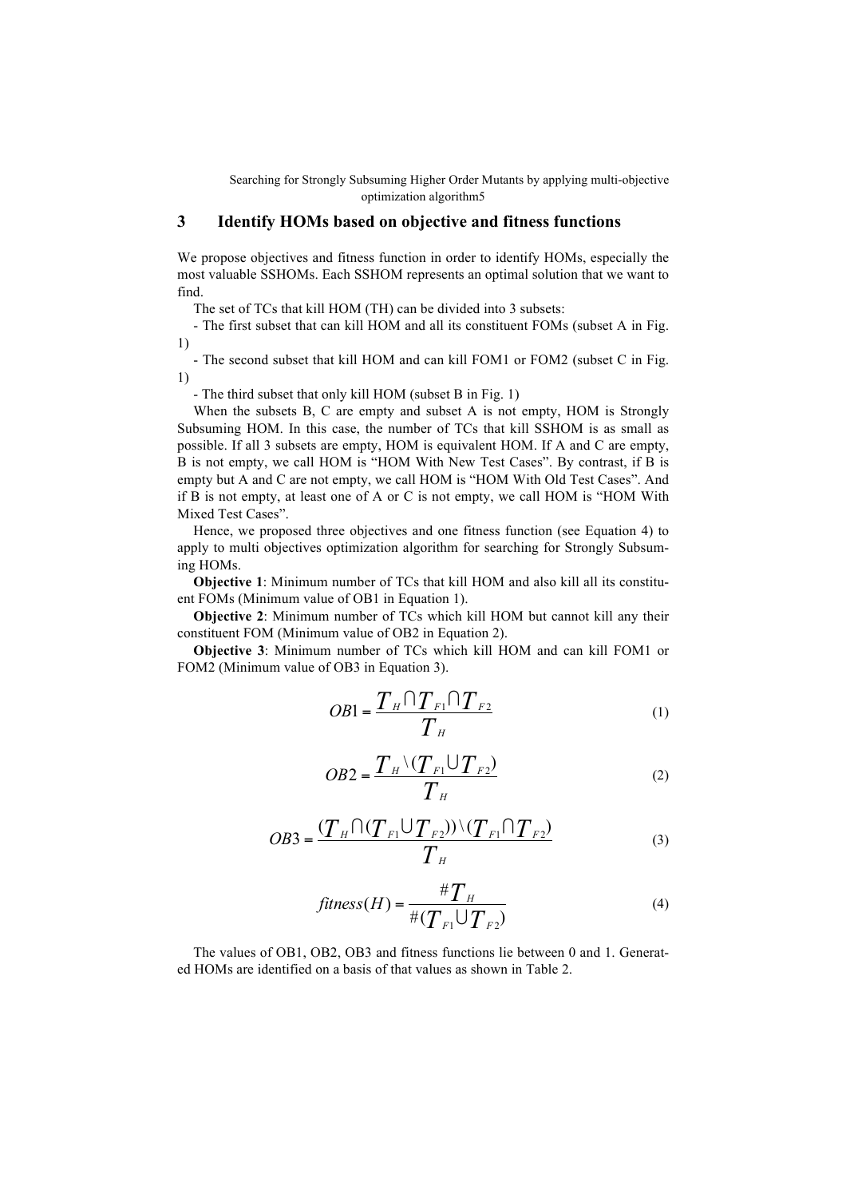## 3 Identify HOMs based on objective and fitness functions

We propose objectives and fitness function in order to identify HOMs, especially the most valuable SSHOMs. Each SSHOM represents an optimal solution that we want to find.

The set of TCs that kill HOM (TH) can be divided into 3 subsets:

- The first subset that can kill HOM and all its constituent FOMs (subset A in Fig. 1)
- The second subset that kill HOM and can kill FOM1 or FOM2 (subset C in Fig. 1)
- The third subset that only kill HOM (subset B in Fig. 1)

When the subsets B, C are empty and subset A is not empty, HOM is Strongly Subsuming HOM. In this case, the number of TCs that kill SSHOM is as small as possible. If all 3 subsets are empty, HOM is equivalent HOM. If A and C are empty, B is not empty, we call HOM is "HOM With New Test Cases". By contrast, if B is empty but A and C are not empty, we call HOM is "HOM With Old Test Cases". And if B is not empty, at least one of A or C is not empty, we call HOM is "HOM With Mixed Test Cases".

Hence, we proposed three objectives and one fitness function (see Equation 4) to apply to multi objectives optimization algorithm for searching for Strongly Subsuming HOMs.

**Objective 1**: Minimum number of TCs that kill HOM and also kill all its constituent FOMs (Minimum value of OB1 in Equation 1).

**Objective 2**: Minimum number of TCs which kill HOM but cannot kill any their constituent FOM (Minimum value of OB2 in Equation 2).

**Objective 3**: Minimum number of TCs which kill HOM and can kill FOM1 or FOM2 (Minimum value of OB3 in Equation 3).

$$OB1 = \frac{T_H \cap T_{F1} \cap T_{F2}}{T_H} \tag{1}$$

$$OB2 = \frac{T_H \setminus (T_{F1} \cup T_{F2})}{T_H} \tag{2}$$

$$OB3 = \frac{(T_H \cap (T_{F1} \cup T_{F2})) \setminus (T_{F1} \cap T_{F2})}{T_H} \tag{3}$$

$$fitness(H) = \frac{\# T_H}{\# (T_{F1} \cup T_{F2})} \tag{4}$$

The values of OB1, OB2, OB3 and fitness functions lie between 0 and 1. Generated HOMs are identified on a basis of that values as shown in Table 2.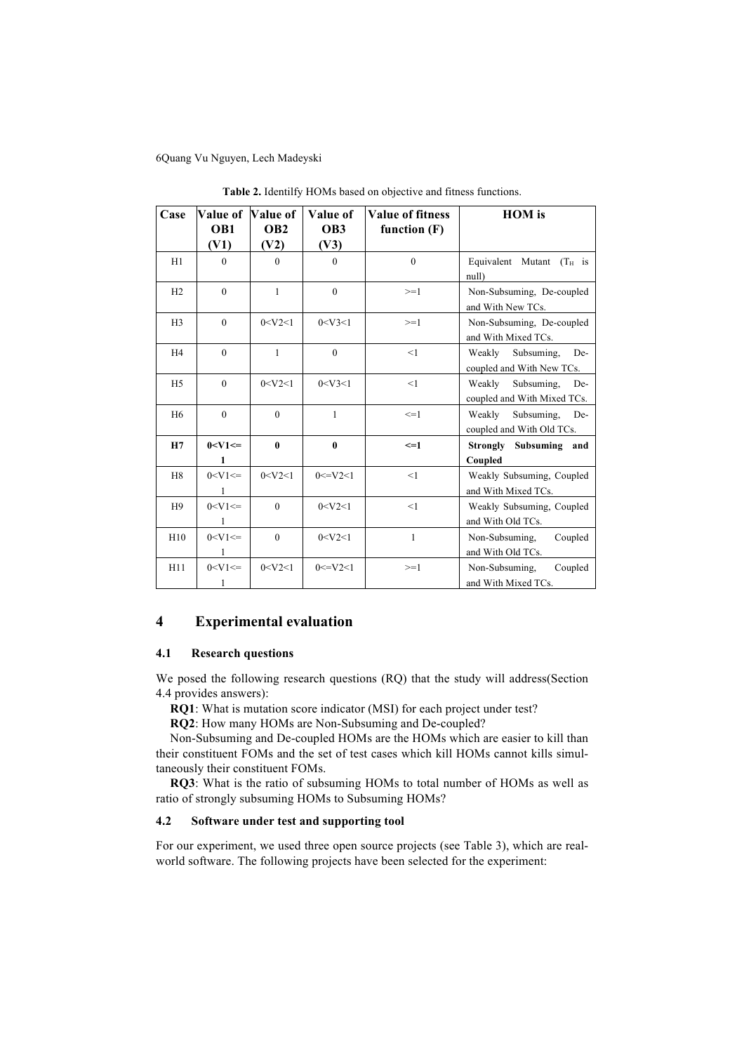**Table 2.** Identilfy HOMs based on objective and fitness functions.

| Case | Value of OB1 (V1) | Value of OB2 (V2) | Value of OB3 (V3) | Value of fitness function (F) | HOM is |
|---|---|---|---|---|---|
| H1 | 0 | 0 | 0 | 0 | Equivalent Mutant ($T_H$ is null) |
| H2 | 0 | 1 | 0 | >=1 | Non-Subsuming, De-coupled and With New TCs. |
| H3 | 0 | 0<V2<1 | 0<V3<1 | >=1 | Non-Subsuming, De-coupled and With Mixed TCs. |
| H4 | 0 | 1 | 0 | <1 | Weakly Subsuming, De-coupled and With New TCs. |
| H5 | 0 | 0<V2<1 | 0<V3<1 | <1 | Weakly Subsuming, De-coupled and With Mixed TCs. |
| H6 | 0 | 0 | 1 | <=1 | Weakly Subsuming, De-coupled and With Old TCs. |
| **H7** | **0<V1<=1** | **0** | **0** | **<=1** | **Strongly Subsuming and Coupled** |
| H8 | 0<V1<=1 | 0<V2<1 | 0<=V2<1 | <1 | Weakly Subsuming, Coupled and With Mixed TCs. |
| H9 | 0<V1<=1 | 0 | 0<V2<1 | <1 | Weakly Subsuming, Coupled and With Old TCs. |
| H10 | 0<V1<=1 | 0 | 0<V2<1 | 1 | Non-Subsuming, Coupled and With Old TCs. |
| H11 | 0<V1<=1 | 0<V2<1 | 0<=V2<1 | >=1 | Non-Subsuming, Coupled and With Mixed TCs. |

# 4 Experimental evaluation

## 4.1 Research questions

We posed the following research questions (RQ) that the study will address(Section 4.4 provides answers):

**RQ1**: What is mutation score indicator (MSI) for each project under test?

**RQ2**: How many HOMs are Non-Subsuming and De-coupled?

Non-Subsuming and De-coupled HOMs are the HOMs which are easier to kill than their constituent FOMs and the set of test cases which kill HOMs cannot kills simultaneously their constituent FOMs.

**RQ3**: What is the ratio of subsuming HOMs to total number of HOMs as well as ratio of strongly subsuming HOMs to Subsuming HOMs?

## 4.2 Software under test and supporting tool

For our experiment, we used three open source projects (see Table 3), which are real-world software. The following projects have been selected for the experiment: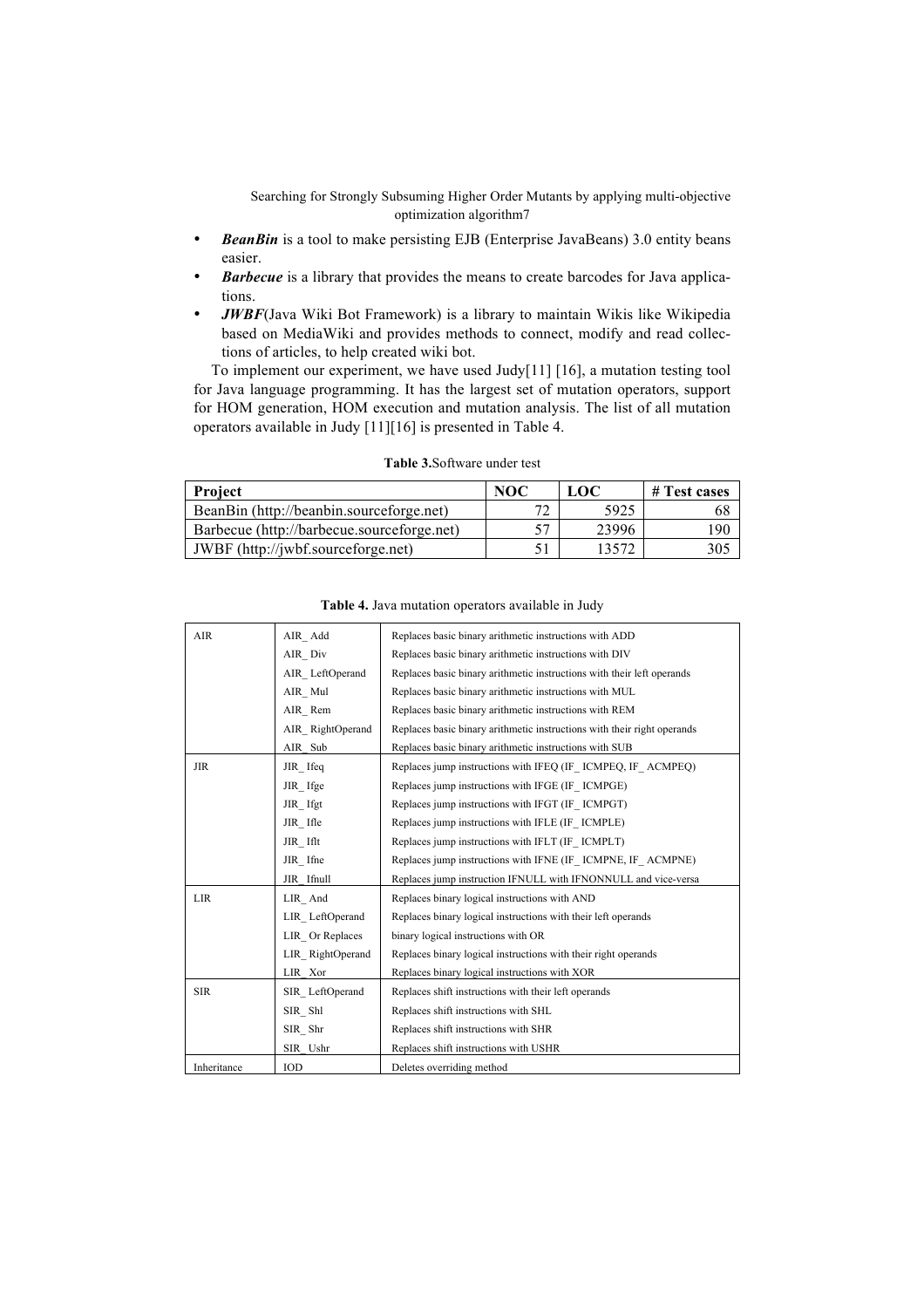- ***BeanBin*** is a tool to make persisting EJB (Enterprise JavaBeans) 3.0 entity beans easier.
- ***Barbecue*** is a library that provides the means to create barcodes for Java applications.
- ***JWBF***(Java Wiki Bot Framework) is a library to maintain Wikis like Wikipedia based on MediaWiki and provides methods to connect, modify and read collections of articles, to help created wiki bot.

To implement our experiment, we have used Judy[11] [16], a mutation testing tool for Java language programming. It has the largest set of mutation operators, support for HOM generation, HOM execution and mutation analysis. The list of all mutation operators available in Judy [11][16] is presented in Table 4.

**Table 3.**Software under test

| Project | NOC | LOC | # Test cases |
|---|---|---|---|
| BeanBin (http://beanbin.sourceforge.net) | 72 | 5925 | 68 |
| Barbecue (http://barbecue.sourceforge.net) | 57 | 23996 | 190 |
| JWBF (http://jwbf.sourceforge.net) | 51 | 13572 | 305 |

**Table 4.** Java mutation operators available in Judy

| | | |
|---|---|---|
| AIR | AIR_ Add | Replaces basic binary arithmetic instructions with ADD |
| | AIR_ Div | Replaces basic binary arithmetic instructions with DIV |
| | AIR_ LeftOperand | Replaces basic binary arithmetic instructions with their left operands |
| | AIR_ Mul | Replaces basic binary arithmetic instructions with MUL |
| | AIR_ Rem | Replaces basic binary arithmetic instructions with REM |
| | AIR_ RightOperand | Replaces basic binary arithmetic instructions with their right operands |
| | AIR_ Sub | Replaces basic binary arithmetic instructions with SUB |
| JIR | JIR_ Ifeq | Replaces jump instructions with IFEQ (IF_ ICMPEQ, IF_ ACMPEQ) |
| | JIR_ Ifge | Replaces jump instructions with IFGE (IF_ ICMPGE) |
| | JIR_ Ifgt | Replaces jump instructions with IFGT (IF_ ICMPGT) |
| | JIR_ Ifle | Replaces jump instructions with IFLE (IF_ ICMPLE) |
| | JIR_ Iflt | Replaces jump instructions with IFLT (IF_ ICMPLT) |
| | JIR_ Ifne | Replaces jump instructions with IFNE (IF_ ICMPNE, IF_ ACMPNE) |
| | JIR_ Ifnull | Replaces jump instruction IFNULL with IFNONNULL and vice-versa |
| LIR | LIR_ And | Replaces binary logical instructions with AND |
| | LIR_ LeftOperand | Replaces binary logical instructions with their left operands |
| | LIR_ Or Replaces | binary logical instructions with OR |
| | LIR_ RightOperand | Replaces binary logical instructions with their right operands |
| | LIR_ Xor | Replaces binary logical instructions with XOR |
| SIR | SIR_ LeftOperand | Replaces shift instructions with their left operands |
| | SIR_ Shl | Replaces shift instructions with SHL |
| | SIR_ Shr | Replaces shift instructions with SHR |
| | SIR_ Ushr | Replaces shift instructions with USHR |
| Inheritance | IOD | Deletes overriding method |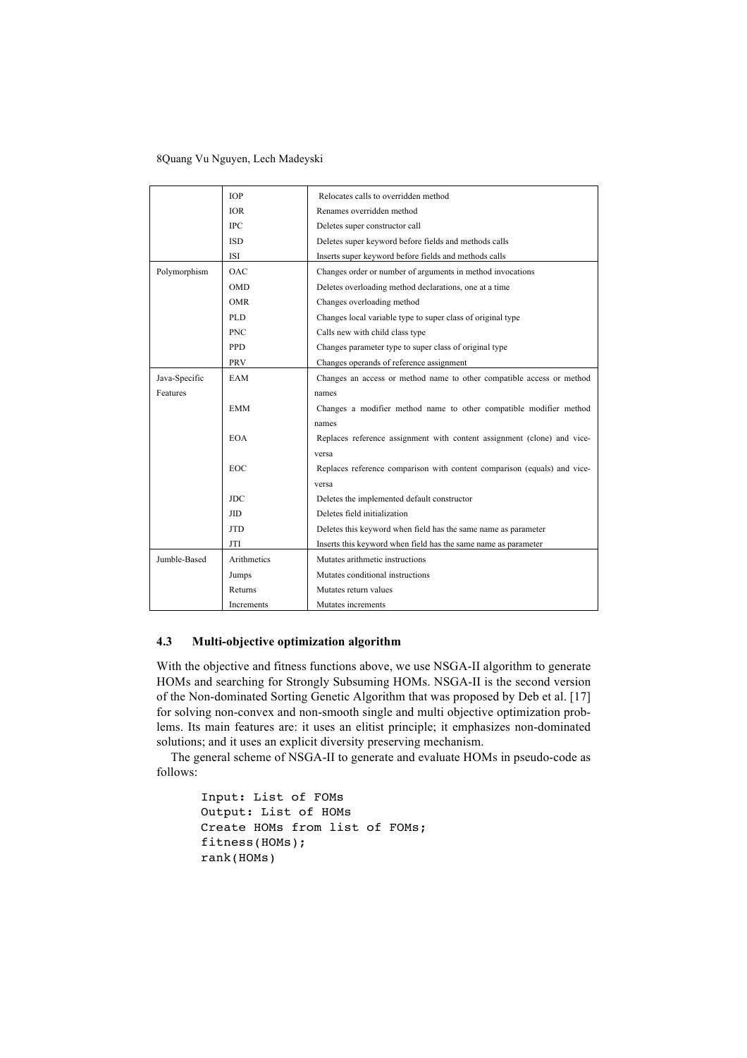|  | IOP | Relocates calls to overridden method |
|---|---|---|
|  | IOR | Renames overridden method |
|  | IPC | Deletes super constructor call |
|  | ISD | Deletes super keyword before fields and methods calls |
|  | ISI | Inserts super keyword before fields and methods calls |
| Polymorphism | OAC | Changes order or number of arguments in method invocations |
|  | OMD | Deletes overloading method declarations, one at a time |
|  | OMR | Changes overloading method |
|  | PLD | Changes local variable type to super class of original type |
|  | PNC | Calls new with child class type |
|  | PPD | Changes parameter type to super class of original type |
|  | PRV | Changes operands of reference assignment |
| Java-Specific Features | EAM | Changes an access or method name to other compatible access or method names |
|  | EMM | Changes a modifier method name to other compatible modifier method names |
|  | EOA | Replaces reference assignment with content assignment (clone) and vice-versa |
|  | EOC | Replaces reference comparison with content comparison (equals) and vice-versa |
|  | JDC | Deletes the implemented default constructor |
|  | JID | Deletes field initialization |
|  | JTD | Deletes this keyword when field has the same name as parameter |
|  | JTI | Inserts this keyword when field has the same name as parameter |
| Jumble-Based | Arithmetics | Mutates arithmetic instructions |
|  | Jumps | Mutates conditional instructions |
|  | Returns | Mutates return values |
|  | Increments | Mutates increments |

### 4.3 Multi-objective optimization algorithm

With the objective and fitness functions above, we use NSGA-II algorithm to generate HOMs and searching for Strongly Subsuming HOMs. NSGA-II is the second version of the Non-dominated Sorting Genetic Algorithm that was proposed by Deb et al. [17] for solving non-convex and non-smooth single and multi objective optimization problems. Its main features are: it uses an elitist principle; it emphasizes non-dominated solutions; and it uses an explicit diversity preserving mechanism.

The general scheme of NSGA-II to generate and evaluate HOMs in pseudo-code as follows:

```
Input: List of FOMs
Output: List of HOMs
Create HOMs from list of FOMs;
fitness(HOMs);
rank(HOMs)
```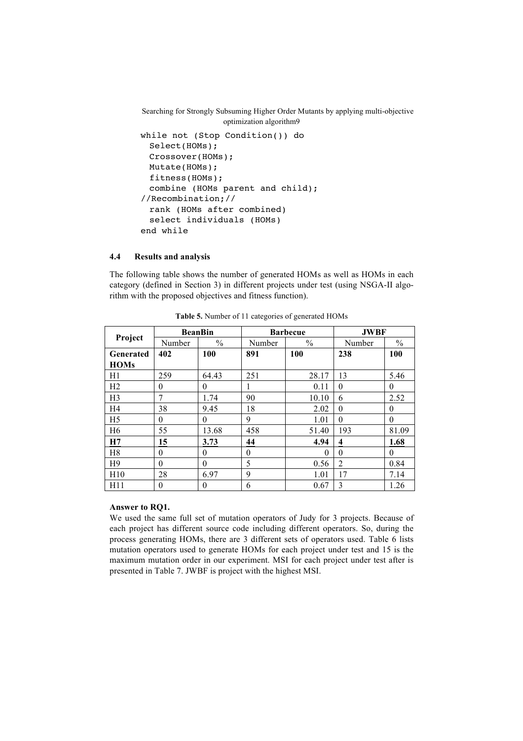```
while not (Stop Condition()) do
  Select(HOMs);
  Crossover(HOMs);
  Mutate(HOMs);
  fitness(HOMs);
  combine (HOMs parent and child);
//Recombination;//
  rank (HOMs after combined)
  select individuals (HOMs)
end while
```

### 4.4 Results and analysis

The following table shows the number of generated HOMs as well as HOMs in each category (defined in Section 3) in different projects under test (using NSGA-II algorithm with the proposed objectives and fitness function).

**Table 5.** Number of 11 categories of generated HOMs

| Project | BeanBin | | Barbecue | | JWBF | |
|---|---|---|---|---|---|---|
| | Number | % | Number | % | Number | % |
| **Generated HOMs** | **402** | **100** | **891** | **100** | **238** | **100** |
| H1 | 259 | 64.43 | 251 | 28.17 | 13 | 5.46 |
| H2 | 0 | 0 | 1 | 0.11 | 0 | 0 |
| H3 | 7 | 1.74 | 90 | 10.10 | 6 | 2.52 |
| H4 | 38 | 9.45 | 18 | 2.02 | 0 | 0 |
| H5 | 0 | 0 | 9 | 1.01 | 0 | 0 |
| H6 | 55 | 13.68 | 458 | 51.40 | 193 | 81.09 |
| **H7** | **15** | **3.73** | **44** | **4.94** | **4** | **1.68** |
| H8 | 0 | 0 | 0 | 0 | 0 | 0 |
| H9 | 0 | 0 | 5 | 0.56 | 2 | 0.84 |
| H10 | 28 | 6.97 | 9 | 1.01 | 17 | 7.14 |
| H11 | 0 | 0 | 6 | 0.67 | 3 | 1.26 |

**Answer to RQ1.**

We used the same full set of mutation operators of Judy for 3 projects. Because of each project has different source code including different operators. So, during the process generating HOMs, there are 3 different sets of operators used. Table 6 lists mutation operators used to generate HOMs for each project under test and 15 is the maximum mutation order in our experiment. MSI for each project under test after is presented in Table 7. JWBF is project with the highest MSI.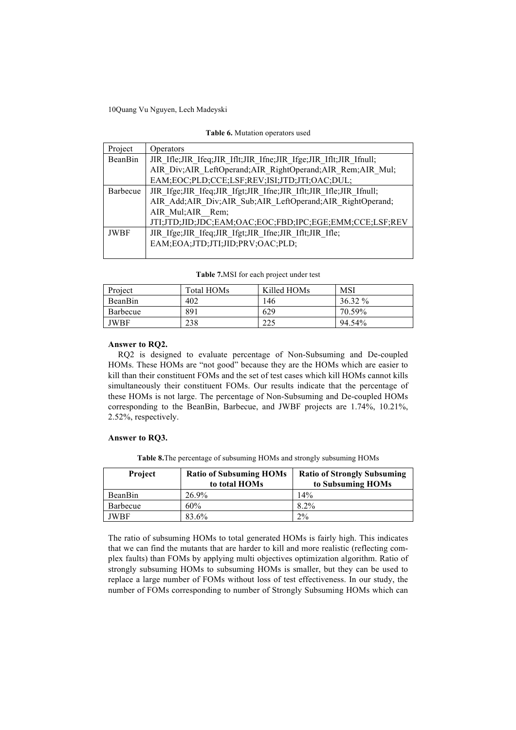**Table 6.** Mutation operators used

| Project | Operators |
|---|---|
| BeanBin | JIR_Ifle;JIR_Ifeq;JIR_Iflt;JIR_Ifne;JIR_Ifge;JIR_Iflt;JIR_Ifnull; AIR_Div;AIR_LeftOperand;AIR_RightOperand;AIR_Rem;AIR_Mul; EAM;EOC;PLD;CCE;LSF;REV;ISI;JTD;JTI;OAC;DUL; |
| Barbecue | JIR_Ifge;JIR_Ifeq;JIR_Ifgt;JIR_Ifne;JIR_Iflt;JIR_Ifle;JIR_Ifnull; AIR_Add;AIR_Div;AIR_Sub;AIR_LeftOperand;AIR_RightOperand; AIR_Mul;AIR__Rem; JTI;JTD;JID;JDC;EAM;OAC;EOC;FBD;IPC;EGE;EMM;CCE;LSF;REV |
| JWBF | JIR_Ifge;JIR_Ifeq;JIR_Ifgt;JIR_Ifne;JIR_Iflt;JIR_Ifle; EAM;EOA;JTD;JTI;JID;PRV;OAC;PLD; |

**Table 7.** MSI for each project under test

| Project | Total HOMs | Killed HOMs | MSI |
|---|---|---|---|
| BeanBin | 402 | 146 | 36.32 % |
| Barbecue | 891 | 629 | 70.59% |
| JWBF | 238 | 225 | 94.54% |

**Answer to RQ2.**

RQ2 is designed to evaluate percentage of Non-Subsuming and De-coupled HOMs. These HOMs are "not good" because they are the HOMs which are easier to kill than their constituent FOMs and the set of test cases which kill HOMs cannot kills simultaneously their constituent FOMs. Our results indicate that the percentage of these HOMs is not large. The percentage of Non-Subsuming and De-coupled HOMs corresponding to the BeanBin, Barbecue, and JWBF projects are 1.74%, 10.21%, 2.52%, respectively.

**Answer to RQ3.**

**Table 8.** The percentage of subsuming HOMs and strongly subsuming HOMs

| Project | Ratio of Subsuming HOMs to total HOMs | Ratio of Strongly Subsuming to Subsuming HOMs |
|---|---|---|
| BeanBin | 26.9% | 14% |
| Barbecue | 60% | 8.2% |
| JWBF | 83.6% | 2% |

The ratio of subsuming HOMs to total generated HOMs is fairly high. This indicates that we can find the mutants that are harder to kill and more realistic (reflecting complex faults) than FOMs by applying multi objectives optimization algorithm. Ratio of strongly subsuming HOMs to subsuming HOMs is smaller, but they can be used to replace a large number of FOMs without loss of test effectiveness. In our study, the number of FOMs corresponding to number of Strongly Subsuming HOMs which can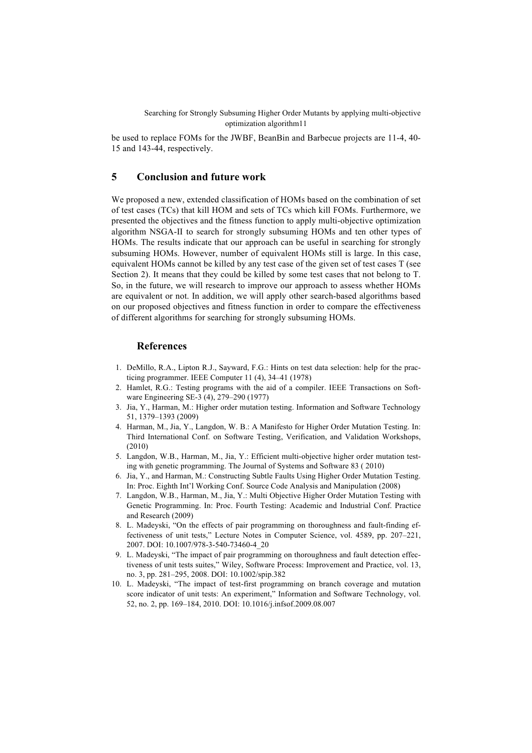be used to replace FOMs for the JWBF, BeanBin and Barbecue projects are 11-4, 40-15 and 143-44, respectively.

## 5 Conclusion and future work

We proposed a new, extended classification of HOMs based on the combination of set of test cases (TCs) that kill HOM and sets of TCs which kill FOMs. Furthermore, we presented the objectives and the fitness function to apply multi-objective optimization algorithm NSGA-II to search for strongly subsuming HOMs and ten other types of HOMs. The results indicate that our approach can be useful in searching for strongly subsuming HOMs. However, number of equivalent HOMs still is large. In this case, equivalent HOMs cannot be killed by any test case of the given set of test cases T (see Section 2). It means that they could be killed by some test cases that not belong to T. So, in the future, we will research to improve our approach to assess whether HOMs are equivalent or not. In addition, we will apply other search-based algorithms based on our proposed objectives and fitness function in order to compare the effectiveness of different algorithms for searching for strongly subsuming HOMs.

## References

1. DeMillo, R.A., Lipton R.J., Sayward, F.G.: Hints on test data selection: help for the practicing programmer. IEEE Computer 11 (4), 34–41 (1978)
2. Hamlet, R.G.: Testing programs with the aid of a compiler. IEEE Transactions on Software Engineering SE-3 (4), 279–290 (1977)
3. Jia, Y., Harman, M.: Higher order mutation testing. Information and Software Technology 51, 1379–1393 (2009)
4. Harman, M., Jia, Y., Langdon, W. B.: A Manifesto for Higher Order Mutation Testing. In: Third International Conf. on Software Testing, Verification, and Validation Workshops, (2010)
5. Langdon, W.B., Harman, M., Jia, Y.: Efficient multi-objective higher order mutation testing with genetic programming. The Journal of Systems and Software 83 ( 2010)
6. Jia, Y., and Harman, M.: Constructing Subtle Faults Using Higher Order Mutation Testing. In: Proc. Eighth Int'l Working Conf. Source Code Analysis and Manipulation (2008)
7. Langdon, W.B., Harman, M., Jia, Y.: Multi Objective Higher Order Mutation Testing with Genetic Programming. In: Proc. Fourth Testing: Academic and Industrial Conf. Practice and Research (2009)
8. L. Madeyski, "On the effects of pair programming on thoroughness and fault-finding effectiveness of unit tests," Lecture Notes in Computer Science, vol. 4589, pp. 207–221, 2007. DOI: 10.1007/978-3-540-73460-4_20
9. L. Madeyski, "The impact of pair programming on thoroughness and fault detection effectiveness of unit tests suites," Wiley, Software Process: Improvement and Practice, vol. 13, no. 3, pp. 281–295, 2008. DOI: 10.1002/spip.382
10. L. Madeyski, "The impact of test-first programming on branch coverage and mutation score indicator of unit tests: An experiment," Information and Software Technology, vol. 52, no. 2, pp. 169–184, 2010. DOI: 10.1016/j.infsof.2009.08.007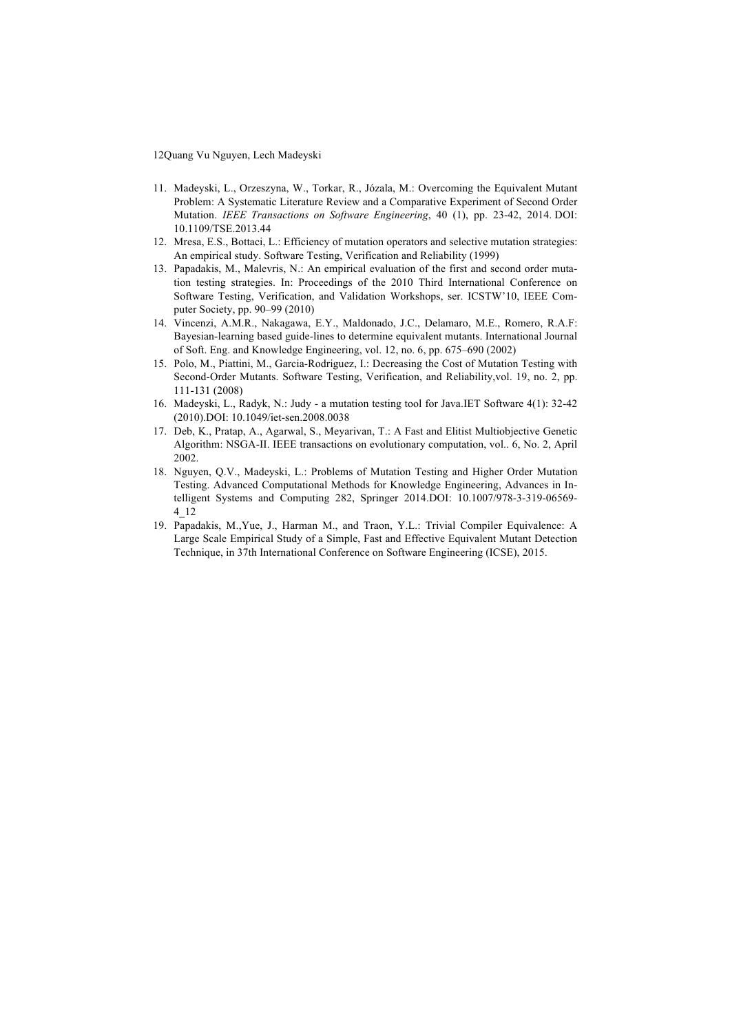11. Madeyski, L., Orzeszyna, W., Torkar, R., Józala, M.: Overcoming the Equivalent Mutant Problem: A Systematic Literature Review and a Comparative Experiment of Second Order Mutation. *IEEE Transactions on Software Engineering*, 40 (1), pp. 23-42, 2014. DOI: 10.1109/TSE.2013.44
12. Mresa, E.S., Bottaci, L.: Efficiency of mutation operators and selective mutation strategies: An empirical study. Software Testing, Verification and Reliability (1999)
13. Papadakis, M., Malevris, N.: An empirical evaluation of the first and second order mutation testing strategies. In: Proceedings of the 2010 Third International Conference on Software Testing, Verification, and Validation Workshops, ser. ICSTW'10, IEEE Computer Society, pp. 90–99 (2010)
14. Vincenzi, A.M.R., Nakagawa, E.Y., Maldonado, J.C., Delamaro, M.E., Romero, R.A.F: Bayesian-learning based guide-lines to determine equivalent mutants. International Journal of Soft. Eng. and Knowledge Engineering, vol. 12, no. 6, pp. 675–690 (2002)
15. Polo, M., Piattini, M., Garcia-Rodriguez, I.: Decreasing the Cost of Mutation Testing with Second-Order Mutants. Software Testing, Verification, and Reliability,vol. 19, no. 2, pp. 111-131 (2008)
16. Madeyski, L., Radyk, N.: Judy - a mutation testing tool for Java.IET Software 4(1): 32-42 (2010).DOI: 10.1049/iet-sen.2008.0038
17. Deb, K., Pratap, A., Agarwal, S., Meyarivan, T.: A Fast and Elitist Multiobjective Genetic Algorithm: NSGA-II. IEEE transactions on evolutionary computation, vol.. 6, No. 2, April 2002.
18. Nguyen, Q.V., Madeyski, L.: Problems of Mutation Testing and Higher Order Mutation Testing. Advanced Computational Methods for Knowledge Engineering, Advances in Intelligent Systems and Computing 282, Springer 2014.DOI: 10.1007/978-3-319-06569-4_12
19. Papadakis, M.,Yue, J., Harman M., and Traon, Y.L.: Trivial Compiler Equivalence: A Large Scale Empirical Study of a Simple, Fast and Effective Equivalent Mutant Detection Technique, in 37th International Conference on Software Engineering (ICSE), 2015.